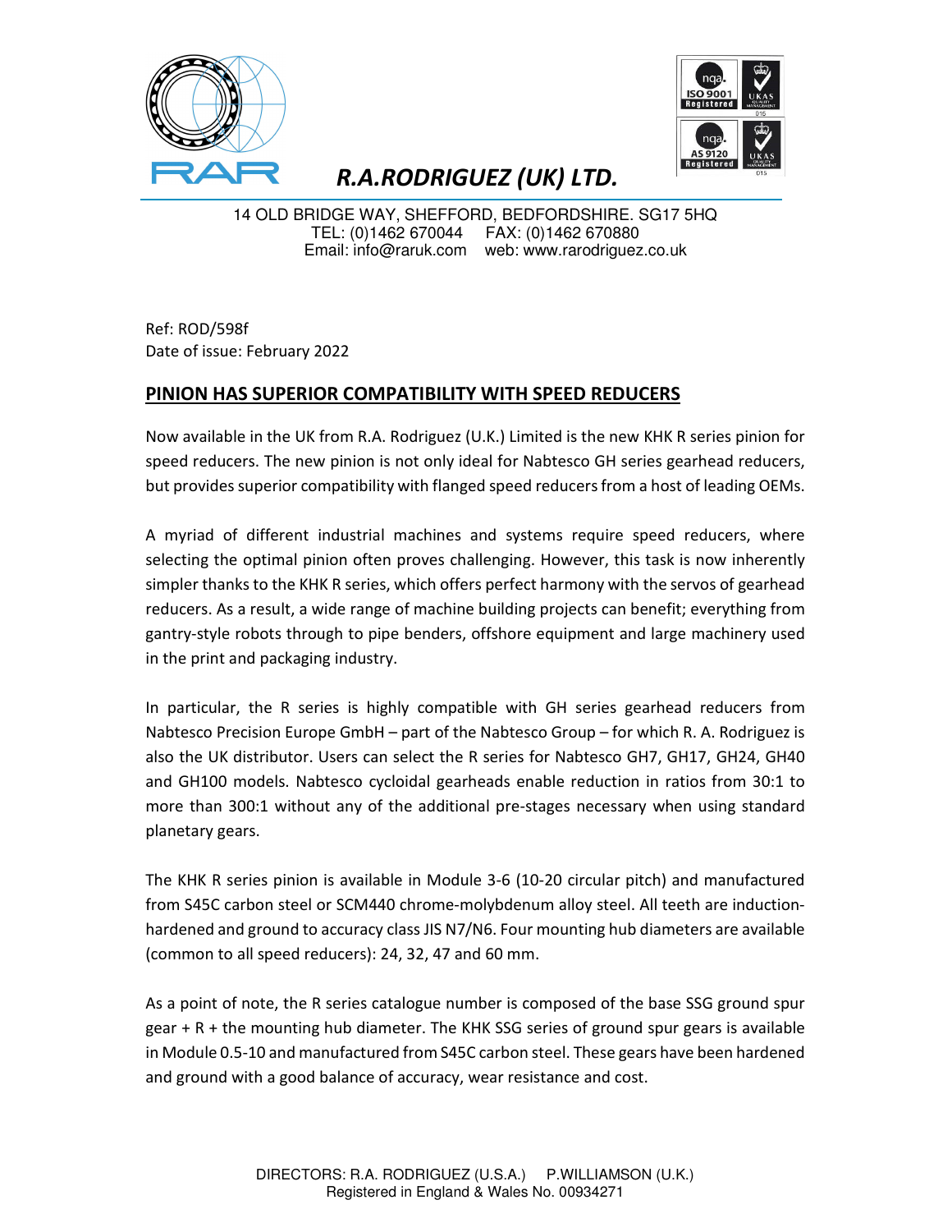R.A.RODRIGUEZ (UK) LTD.

14 OLD BRIDGE WAY, SHEFFORD, BEDFORDSHIRE. SG17 5HQ
TEL: (0)1462 670044 FAX: (0)1462 670880
Email: info@raruk.com web: www.rarodriguez.co.uk

Ref: ROD/598f
Date of issue: February 2022

## PINION HAS SUPERIOR COMPATIBILITY WITH SPEED REDUCERS

Now available in the UK from R.A. Rodriguez (U.K.) Limited is the new KHK R series pinion for speed reducers. The new pinion is not only ideal for Nabtesco GH series gearhead reducers, but provides superior compatibility with flanged speed reducers from a host of leading OEMs.

A myriad of different industrial machines and systems require speed reducers, where selecting the optimal pinion often proves challenging. However, this task is now inherently simpler thanks to the KHK R series, which offers perfect harmony with the servos of gearhead reducers. As a result, a wide range of machine building projects can benefit; everything from gantry-style robots through to pipe benders, offshore equipment and large machinery used in the print and packaging industry.

In particular, the R series is highly compatible with GH series gearhead reducers from Nabtesco Precision Europe GmbH – part of the Nabtesco Group – for which R. A. Rodriguez is also the UK distributor. Users can select the R series for Nabtesco GH7, GH17, GH24, GH40 and GH100 models. Nabtesco cycloidal gearheads enable reduction in ratios from 30:1 to more than 300:1 without any of the additional pre-stages necessary when using standard planetary gears.

The KHK R series pinion is available in Module 3-6 (10-20 circular pitch) and manufactured from S45C carbon steel or SCM440 chrome-molybdenum alloy steel. All teeth are induction-hardened and ground to accuracy class JIS N7/N6. Four mounting hub diameters are available (common to all speed reducers): 24, 32, 47 and 60 mm.

As a point of note, the R series catalogue number is composed of the base SSG ground spur gear + R + the mounting hub diameter. The KHK SSG series of ground spur gears is available in Module 0.5-10 and manufactured from S45C carbon steel. These gears have been hardened and ground with a good balance of accuracy, wear resistance and cost.

DIRECTORS: R.A. RODRIGUEZ (U.S.A.) P.WILLIAMSON (U.K.)
Registered in England & Wales No. 00934271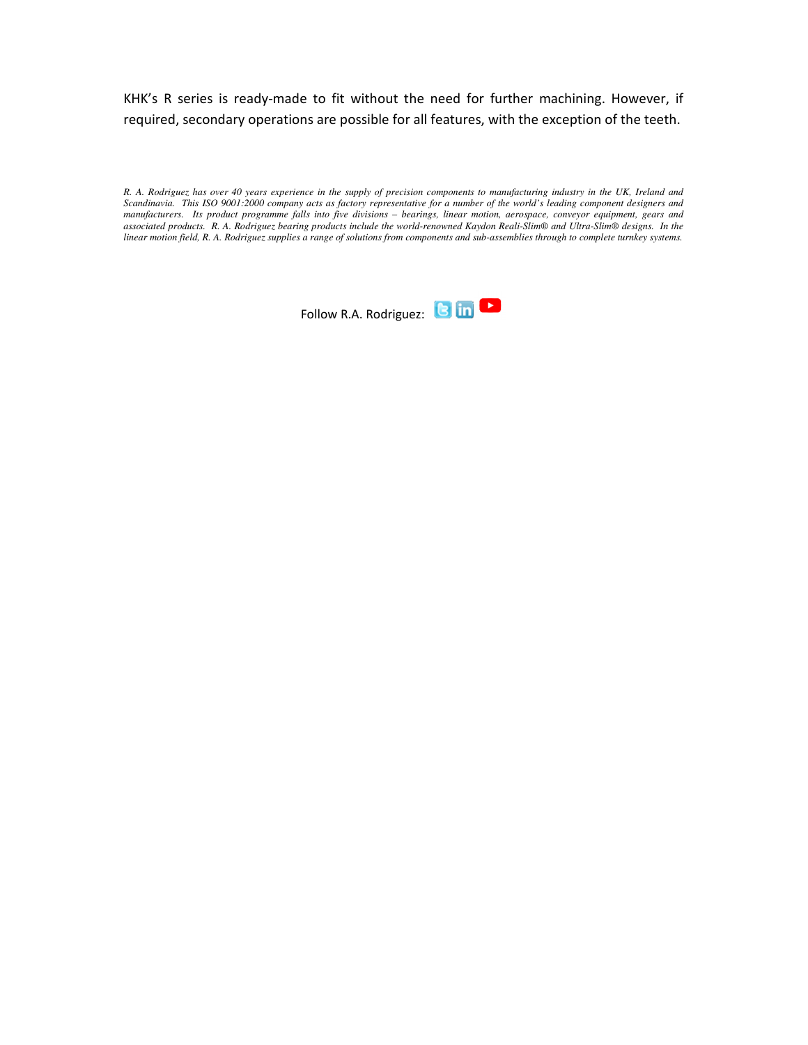KHK's R series is ready-made to fit without the need for further machining. However, if required, secondary operations are possible for all features, with the exception of the teeth.

*R. A. Rodriguez has over 40 years experience in the supply of precision components to manufacturing industry in the UK, Ireland and Scandinavia. This ISO 9001:2000 company acts as factory representative for a number of the world's leading component designers and manufacturers. Its product programme falls into five divisions – bearings, linear motion, aerospace, conveyor equipment, gears and associated products. R. A. Rodriguez bearing products include the world-renowned Kaydon Reali-Slim® and Ultra-Slim® designs. In the linear motion field, R. A. Rodriguez supplies a range of solutions from components and sub-assemblies through to complete turnkey systems.*

Follow R.A. Rodriguez: